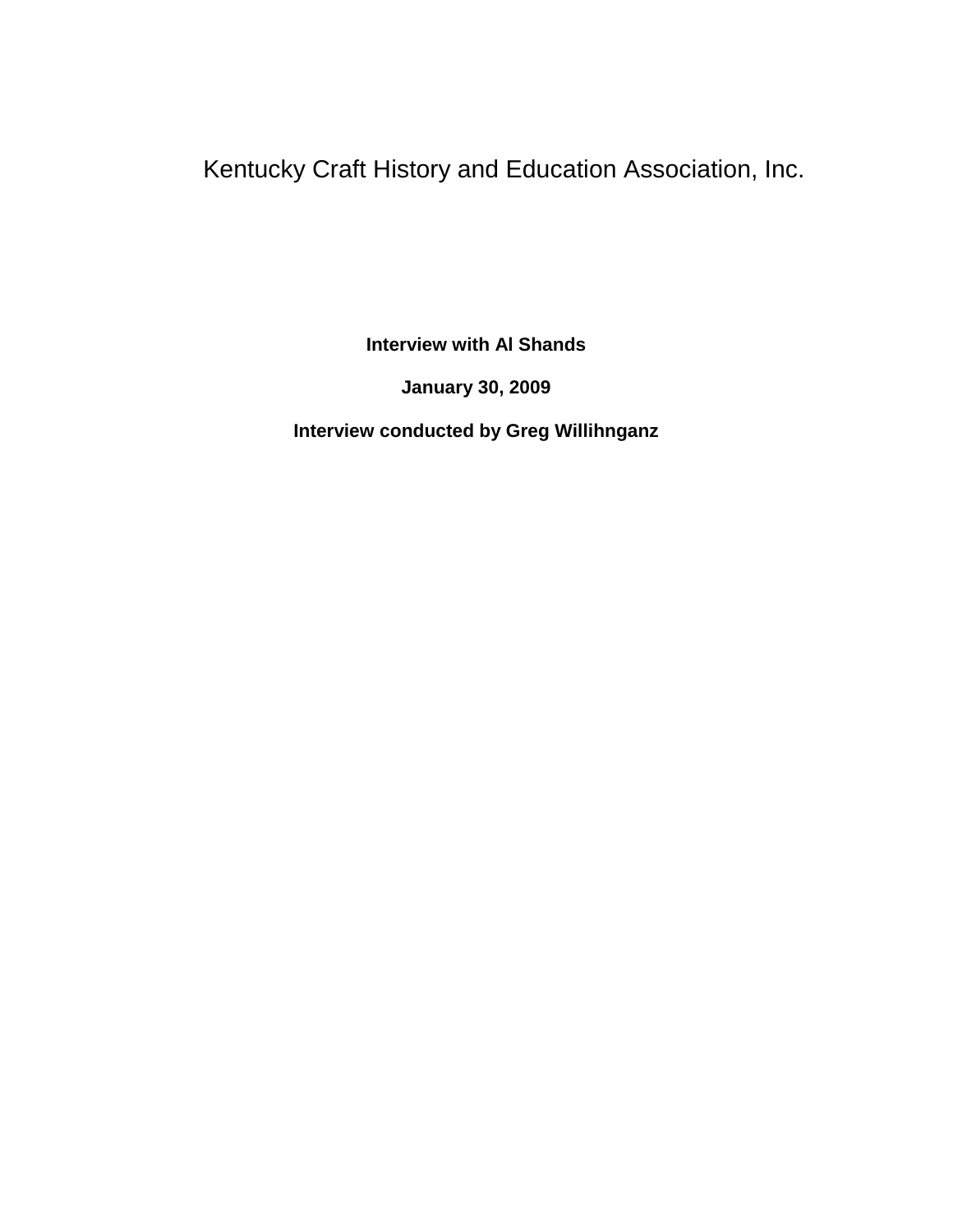# Kentucky Craft History and Education Association, Inc.

**Interview with Al Shands**

**January 30, 2009**

**Interview conducted by Greg Willihnganz**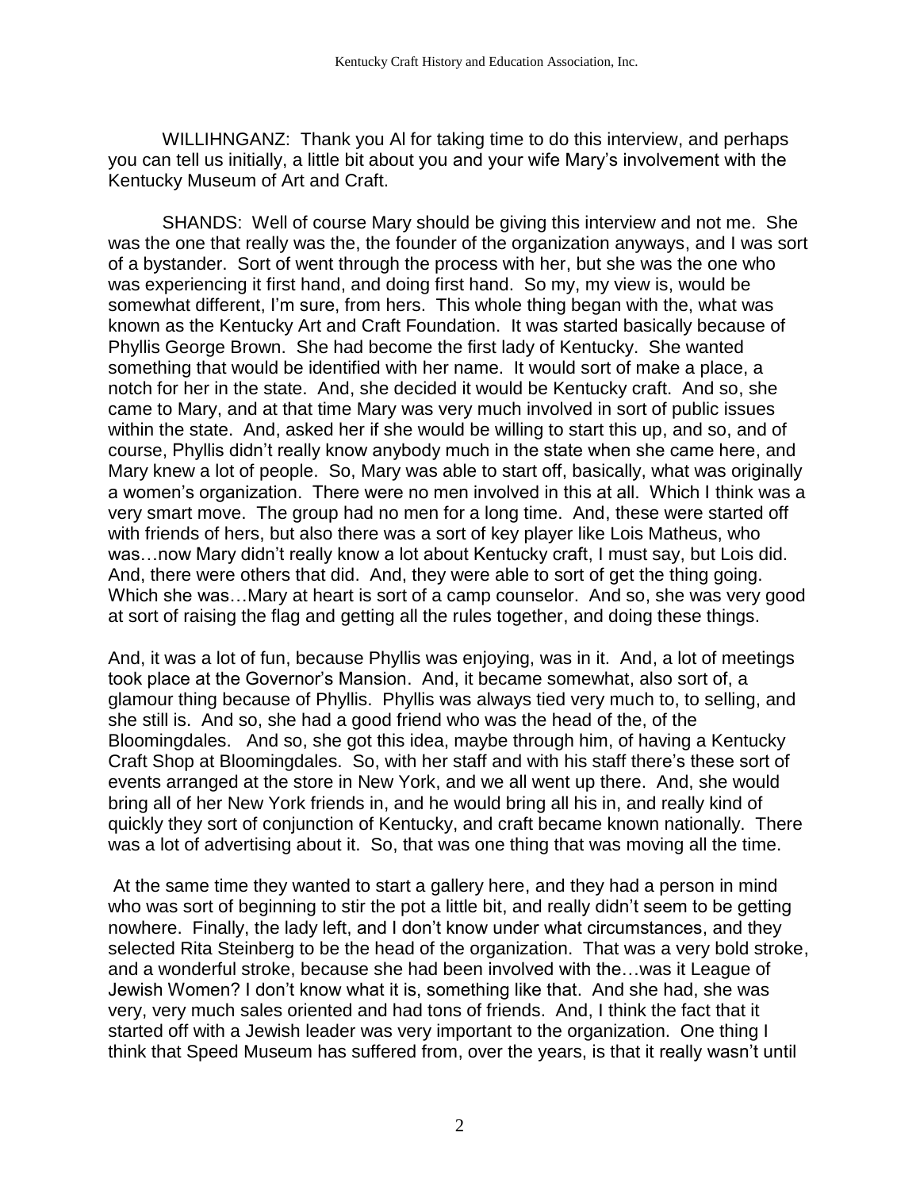WILLIHNGANZ: Thank you Al for taking time to do this interview, and perhaps you can tell us initially, a little bit about you and your wife Mary's involvement with the Kentucky Museum of Art and Craft.

SHANDS: Well of course Mary should be giving this interview and not me. She was the one that really was the, the founder of the organization anyways, and I was sort of a bystander. Sort of went through the process with her, but she was the one who was experiencing it first hand, and doing first hand. So my, my view is, would be somewhat different, I'm sure, from hers. This whole thing began with the, what was known as the Kentucky Art and Craft Foundation. It was started basically because of Phyllis George Brown. She had become the first lady of Kentucky. She wanted something that would be identified with her name. It would sort of make a place, a notch for her in the state. And, she decided it would be Kentucky craft. And so, she came to Mary, and at that time Mary was very much involved in sort of public issues within the state. And, asked her if she would be willing to start this up, and so, and of course, Phyllis didn't really know anybody much in the state when she came here, and Mary knew a lot of people. So, Mary was able to start off, basically, what was originally a women's organization. There were no men involved in this at all. Which I think was a very smart move. The group had no men for a long time. And, these were started off with friends of hers, but also there was a sort of key player like Lois Matheus, who was…now Mary didn't really know a lot about Kentucky craft, I must say, but Lois did. And, there were others that did. And, they were able to sort of get the thing going. Which she was…Mary at heart is sort of a camp counselor. And so, she was very good at sort of raising the flag and getting all the rules together, and doing these things.

And, it was a lot of fun, because Phyllis was enjoying, was in it. And, a lot of meetings took place at the Governor's Mansion. And, it became somewhat, also sort of, a glamour thing because of Phyllis. Phyllis was always tied very much to, to selling, and she still is. And so, she had a good friend who was the head of the, of the Bloomingdales. And so, she got this idea, maybe through him, of having a Kentucky Craft Shop at Bloomingdales. So, with her staff and with his staff there's these sort of events arranged at the store in New York, and we all went up there. And, she would bring all of her New York friends in, and he would bring all his in, and really kind of quickly they sort of conjunction of Kentucky, and craft became known nationally. There was a lot of advertising about it. So, that was one thing that was moving all the time.

At the same time they wanted to start a gallery here, and they had a person in mind who was sort of beginning to stir the pot a little bit, and really didn't seem to be getting nowhere. Finally, the lady left, and I don't know under what circumstances, and they selected Rita Steinberg to be the head of the organization. That was a very bold stroke, and a wonderful stroke, because she had been involved with the…was it League of Jewish Women? I don't know what it is, something like that. And she had, she was very, very much sales oriented and had tons of friends. And, I think the fact that it started off with a Jewish leader was very important to the organization. One thing I think that Speed Museum has suffered from, over the years, is that it really wasn't until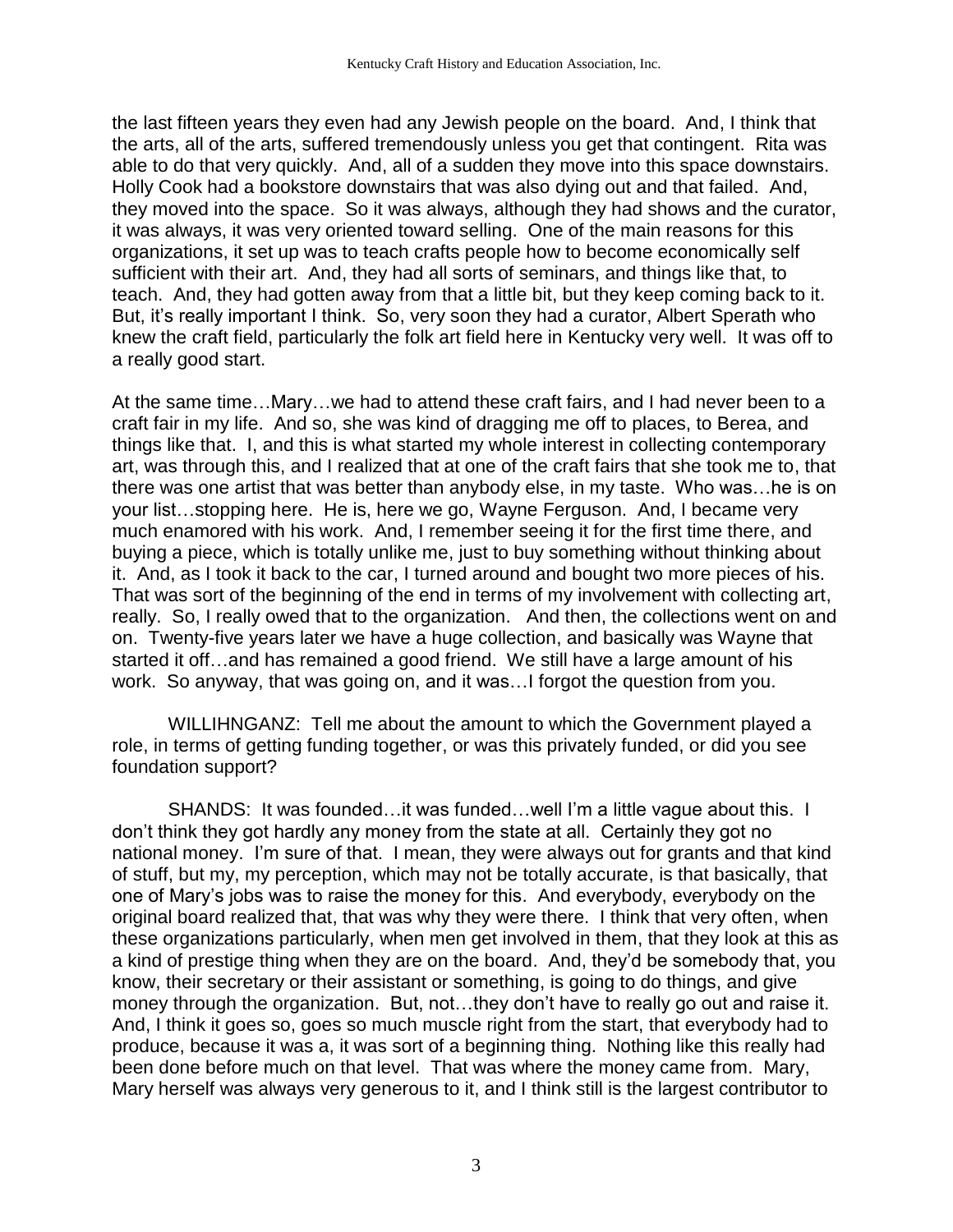the last fifteen years they even had any Jewish people on the board. And, I think that the arts, all of the arts, suffered tremendously unless you get that contingent. Rita was able to do that very quickly. And, all of a sudden they move into this space downstairs. Holly Cook had a bookstore downstairs that was also dying out and that failed. And, they moved into the space. So it was always, although they had shows and the curator, it was always, it was very oriented toward selling. One of the main reasons for this organizations, it set up was to teach crafts people how to become economically self sufficient with their art. And, they had all sorts of seminars, and things like that, to teach. And, they had gotten away from that a little bit, but they keep coming back to it. But, it's really important I think. So, very soon they had a curator, Albert Sperath who knew the craft field, particularly the folk art field here in Kentucky very well. It was off to a really good start.

At the same time…Mary…we had to attend these craft fairs, and I had never been to a craft fair in my life. And so, she was kind of dragging me off to places, to Berea, and things like that. I, and this is what started my whole interest in collecting contemporary art, was through this, and I realized that at one of the craft fairs that she took me to, that there was one artist that was better than anybody else, in my taste. Who was…he is on your list…stopping here. He is, here we go, Wayne Ferguson. And, I became very much enamored with his work. And, I remember seeing it for the first time there, and buying a piece, which is totally unlike me, just to buy something without thinking about it. And, as I took it back to the car, I turned around and bought two more pieces of his. That was sort of the beginning of the end in terms of my involvement with collecting art, really. So, I really owed that to the organization. And then, the collections went on and on. Twenty-five years later we have a huge collection, and basically was Wayne that started it off…and has remained a good friend. We still have a large amount of his work. So anyway, that was going on, and it was…I forgot the question from you.

WILLIHNGANZ: Tell me about the amount to which the Government played a role, in terms of getting funding together, or was this privately funded, or did you see foundation support?

SHANDS: It was founded…it was funded…well I'm a little vague about this. I don't think they got hardly any money from the state at all. Certainly they got no national money. I'm sure of that. I mean, they were always out for grants and that kind of stuff, but my, my perception, which may not be totally accurate, is that basically, that one of Mary's jobs was to raise the money for this. And everybody, everybody on the original board realized that, that was why they were there. I think that very often, when these organizations particularly, when men get involved in them, that they look at this as a kind of prestige thing when they are on the board. And, they'd be somebody that, you know, their secretary or their assistant or something, is going to do things, and give money through the organization. But, not…they don't have to really go out and raise it. And, I think it goes so, goes so much muscle right from the start, that everybody had to produce, because it was a, it was sort of a beginning thing. Nothing like this really had been done before much on that level. That was where the money came from. Mary, Mary herself was always very generous to it, and I think still is the largest contributor to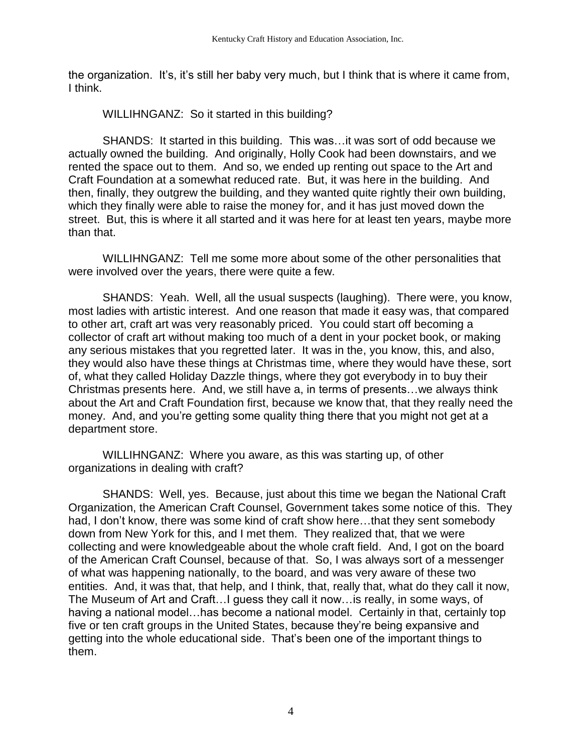the organization. It's, it's still her baby very much, but I think that is where it came from, I think.

WILLIHNGANZ: So it started in this building?

SHANDS: It started in this building. This was…it was sort of odd because we actually owned the building. And originally, Holly Cook had been downstairs, and we rented the space out to them. And so, we ended up renting out space to the Art and Craft Foundation at a somewhat reduced rate. But, it was here in the building. And then, finally, they outgrew the building, and they wanted quite rightly their own building, which they finally were able to raise the money for, and it has just moved down the street. But, this is where it all started and it was here for at least ten years, maybe more than that.

WILLIHNGANZ: Tell me some more about some of the other personalities that were involved over the years, there were quite a few.

SHANDS: Yeah. Well, all the usual suspects (laughing). There were, you know, most ladies with artistic interest. And one reason that made it easy was, that compared to other art, craft art was very reasonably priced. You could start off becoming a collector of craft art without making too much of a dent in your pocket book, or making any serious mistakes that you regretted later. It was in the, you know, this, and also, they would also have these things at Christmas time, where they would have these, sort of, what they called Holiday Dazzle things, where they got everybody in to buy their Christmas presents here. And, we still have a, in terms of presents…we always think about the Art and Craft Foundation first, because we know that, that they really need the money. And, and you're getting some quality thing there that you might not get at a department store.

WILLIHNGANZ: Where you aware, as this was starting up, of other organizations in dealing with craft?

SHANDS: Well, yes. Because, just about this time we began the National Craft Organization, the American Craft Counsel, Government takes some notice of this. They had, I don't know, there was some kind of craft show here…that they sent somebody down from New York for this, and I met them. They realized that, that we were collecting and were knowledgeable about the whole craft field. And, I got on the board of the American Craft Counsel, because of that. So, I was always sort of a messenger of what was happening nationally, to the board, and was very aware of these two entities. And, it was that, that help, and I think, that, really that, what do they call it now, The Museum of Art and Craft…I guess they call it now…is really, in some ways, of having a national model…has become a national model. Certainly in that, certainly top five or ten craft groups in the United States, because they're being expansive and getting into the whole educational side. That's been one of the important things to them.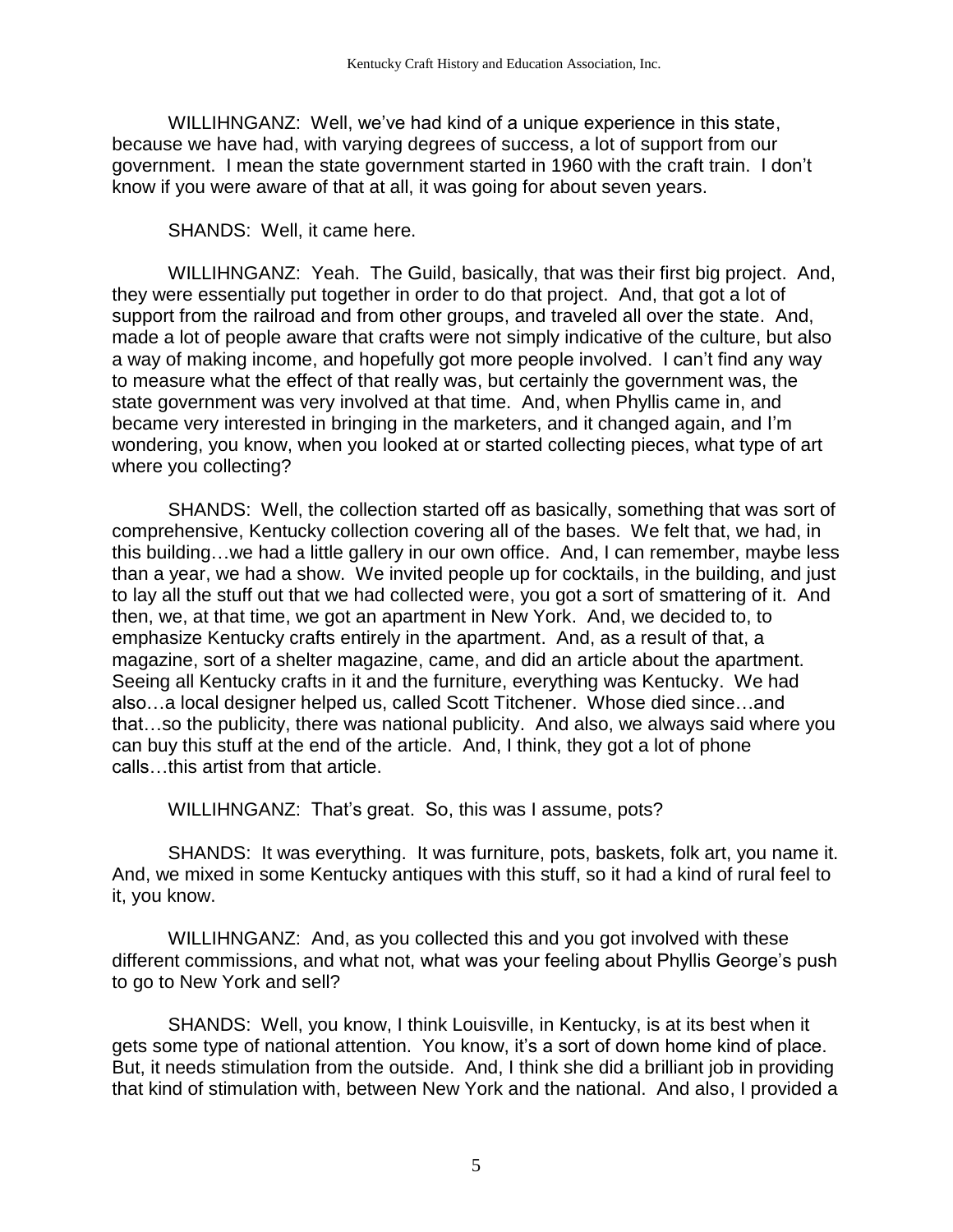WILLIHNGANZ: Well, we've had kind of a unique experience in this state, because we have had, with varying degrees of success, a lot of support from our government. I mean the state government started in 1960 with the craft train. I don't know if you were aware of that at all, it was going for about seven years.

SHANDS: Well, it came here.

WILLIHNGANZ: Yeah. The Guild, basically, that was their first big project. And, they were essentially put together in order to do that project. And, that got a lot of support from the railroad and from other groups, and traveled all over the state. And, made a lot of people aware that crafts were not simply indicative of the culture, but also a way of making income, and hopefully got more people involved. I can't find any way to measure what the effect of that really was, but certainly the government was, the state government was very involved at that time. And, when Phyllis came in, and became very interested in bringing in the marketers, and it changed again, and I'm wondering, you know, when you looked at or started collecting pieces, what type of art where you collecting?

SHANDS: Well, the collection started off as basically, something that was sort of comprehensive, Kentucky collection covering all of the bases. We felt that, we had, in this building…we had a little gallery in our own office. And, I can remember, maybe less than a year, we had a show. We invited people up for cocktails, in the building, and just to lay all the stuff out that we had collected were, you got a sort of smattering of it. And then, we, at that time, we got an apartment in New York. And, we decided to, to emphasize Kentucky crafts entirely in the apartment. And, as a result of that, a magazine, sort of a shelter magazine, came, and did an article about the apartment. Seeing all Kentucky crafts in it and the furniture, everything was Kentucky. We had also…a local designer helped us, called Scott Titchener. Whose died since…and that…so the publicity, there was national publicity. And also, we always said where you can buy this stuff at the end of the article. And, I think, they got a lot of phone calls…this artist from that article.

WILLIHNGANZ: That's great. So, this was I assume, pots?

SHANDS: It was everything. It was furniture, pots, baskets, folk art, you name it. And, we mixed in some Kentucky antiques with this stuff, so it had a kind of rural feel to it, you know.

WILLIHNGANZ: And, as you collected this and you got involved with these different commissions, and what not, what was your feeling about Phyllis George's push to go to New York and sell?

SHANDS: Well, you know, I think Louisville, in Kentucky, is at its best when it gets some type of national attention. You know, it's a sort of down home kind of place. But, it needs stimulation from the outside. And, I think she did a brilliant job in providing that kind of stimulation with, between New York and the national. And also, I provided a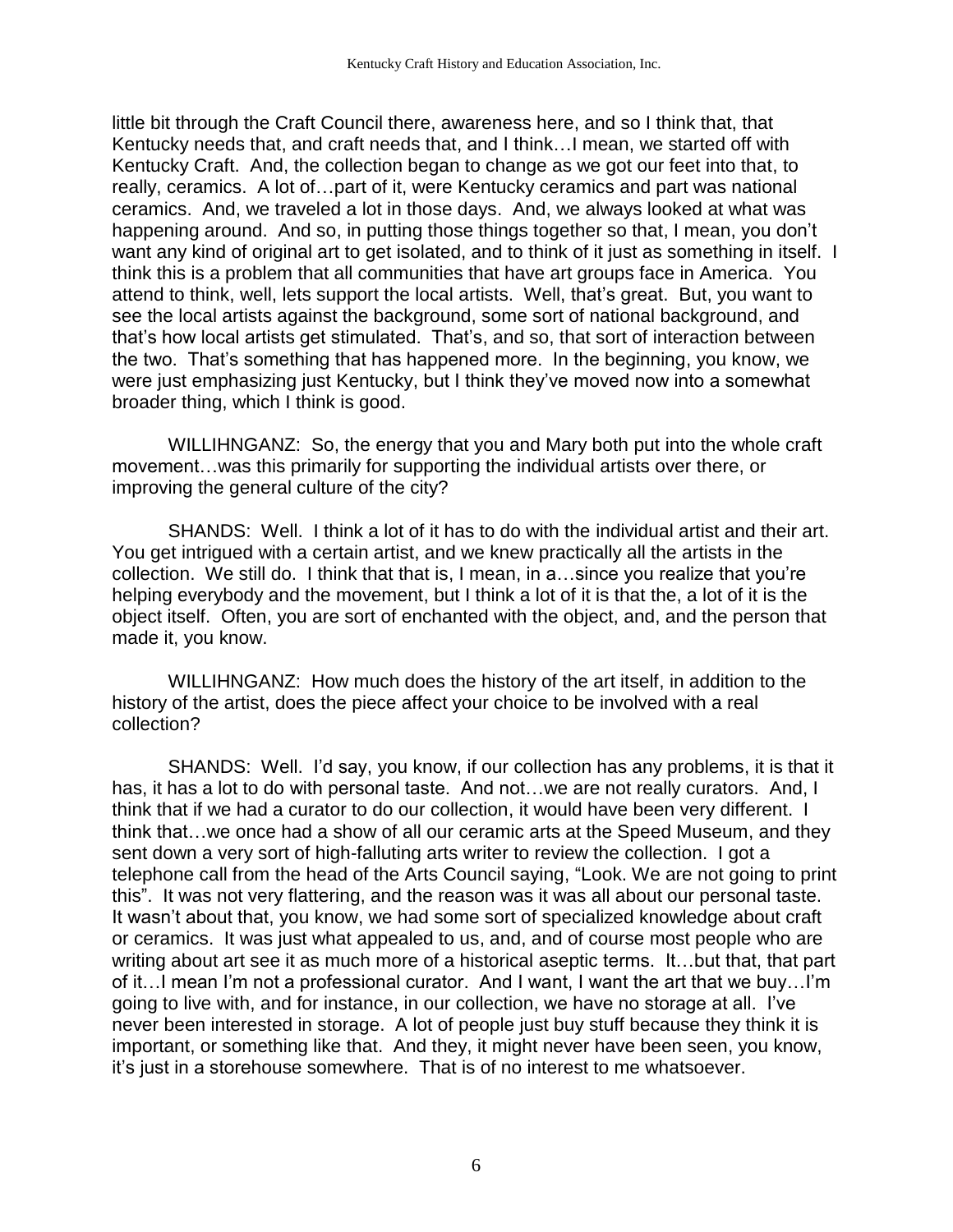little bit through the Craft Council there, awareness here, and so I think that, that Kentucky needs that, and craft needs that, and I think…I mean, we started off with Kentucky Craft. And, the collection began to change as we got our feet into that, to really, ceramics. A lot of…part of it, were Kentucky ceramics and part was national ceramics. And, we traveled a lot in those days. And, we always looked at what was happening around. And so, in putting those things together so that, I mean, you don't want any kind of original art to get isolated, and to think of it just as something in itself. I think this is a problem that all communities that have art groups face in America. You attend to think, well, lets support the local artists. Well, that's great. But, you want to see the local artists against the background, some sort of national background, and that's how local artists get stimulated. That's, and so, that sort of interaction between the two. That's something that has happened more. In the beginning, you know, we were just emphasizing just Kentucky, but I think they've moved now into a somewhat broader thing, which I think is good.

WILLIHNGANZ: So, the energy that you and Mary both put into the whole craft movement…was this primarily for supporting the individual artists over there, or improving the general culture of the city?

SHANDS: Well. I think a lot of it has to do with the individual artist and their art. You get intrigued with a certain artist, and we knew practically all the artists in the collection. We still do. I think that that is, I mean, in a…since you realize that you're helping everybody and the movement, but I think a lot of it is that the, a lot of it is the object itself. Often, you are sort of enchanted with the object, and, and the person that made it, you know.

WILLIHNGANZ: How much does the history of the art itself, in addition to the history of the artist, does the piece affect your choice to be involved with a real collection?

SHANDS: Well. I'd say, you know, if our collection has any problems, it is that it has, it has a lot to do with personal taste. And not…we are not really curators. And, I think that if we had a curator to do our collection, it would have been very different. I think that…we once had a show of all our ceramic arts at the Speed Museum, and they sent down a very sort of high-falluting arts writer to review the collection. I got a telephone call from the head of the Arts Council saying, "Look. We are not going to print this". It was not very flattering, and the reason was it was all about our personal taste. It wasn't about that, you know, we had some sort of specialized knowledge about craft or ceramics. It was just what appealed to us, and, and of course most people who are writing about art see it as much more of a historical aseptic terms. It…but that, that part of it…I mean I'm not a professional curator. And I want, I want the art that we buy…I'm going to live with, and for instance, in our collection, we have no storage at all. I've never been interested in storage. A lot of people just buy stuff because they think it is important, or something like that. And they, it might never have been seen, you know, it's just in a storehouse somewhere. That is of no interest to me whatsoever.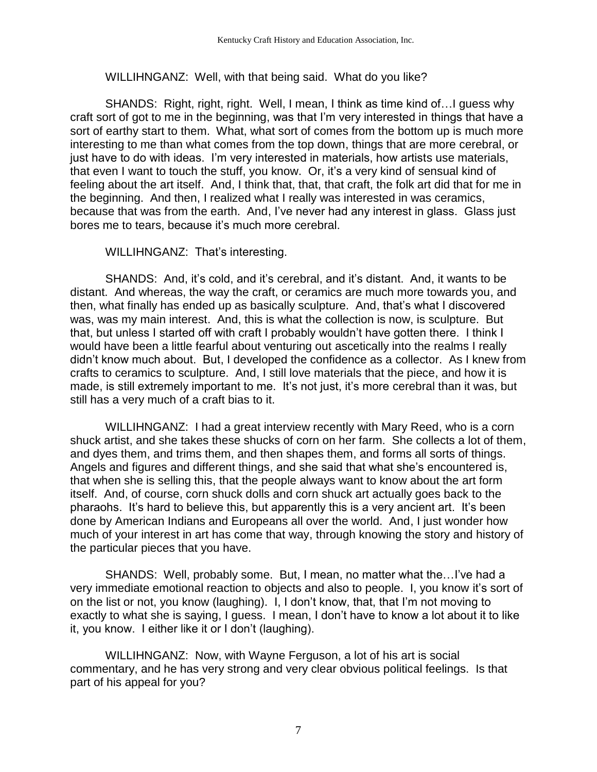WILLIHNGANZ: Well, with that being said. What do you like?

SHANDS: Right, right, right. Well, I mean, I think as time kind of…I guess why craft sort of got to me in the beginning, was that I'm very interested in things that have a sort of earthy start to them. What, what sort of comes from the bottom up is much more interesting to me than what comes from the top down, things that are more cerebral, or just have to do with ideas. I'm very interested in materials, how artists use materials, that even I want to touch the stuff, you know. Or, it's a very kind of sensual kind of feeling about the art itself. And, I think that, that, that craft, the folk art did that for me in the beginning. And then, I realized what I really was interested in was ceramics, because that was from the earth. And, I've never had any interest in glass. Glass just bores me to tears, because it's much more cerebral.

WILLIHNGANZ: That's interesting.

SHANDS: And, it's cold, and it's cerebral, and it's distant. And, it wants to be distant. And whereas, the way the craft, or ceramics are much more towards you, and then, what finally has ended up as basically sculpture. And, that's what I discovered was, was my main interest. And, this is what the collection is now, is sculpture. But that, but unless I started off with craft I probably wouldn't have gotten there. I think I would have been a little fearful about venturing out ascetically into the realms I really didn't know much about. But, I developed the confidence as a collector. As I knew from crafts to ceramics to sculpture. And, I still love materials that the piece, and how it is made, is still extremely important to me. It's not just, it's more cerebral than it was, but still has a very much of a craft bias to it.

WILLIHNGANZ: I had a great interview recently with Mary Reed, who is a corn shuck artist, and she takes these shucks of corn on her farm. She collects a lot of them, and dyes them, and trims them, and then shapes them, and forms all sorts of things. Angels and figures and different things, and she said that what she's encountered is, that when she is selling this, that the people always want to know about the art form itself. And, of course, corn shuck dolls and corn shuck art actually goes back to the pharaohs. It's hard to believe this, but apparently this is a very ancient art. It's been done by American Indians and Europeans all over the world. And, I just wonder how much of your interest in art has come that way, through knowing the story and history of the particular pieces that you have.

SHANDS: Well, probably some. But, I mean, no matter what the…I've had a very immediate emotional reaction to objects and also to people. I, you know it's sort of on the list or not, you know (laughing). I, I don't know, that, that I'm not moving to exactly to what she is saying, I guess. I mean, I don't have to know a lot about it to like it, you know. I either like it or I don't (laughing).

WILLIHNGANZ: Now, with Wayne Ferguson, a lot of his art is social commentary, and he has very strong and very clear obvious political feelings. Is that part of his appeal for you?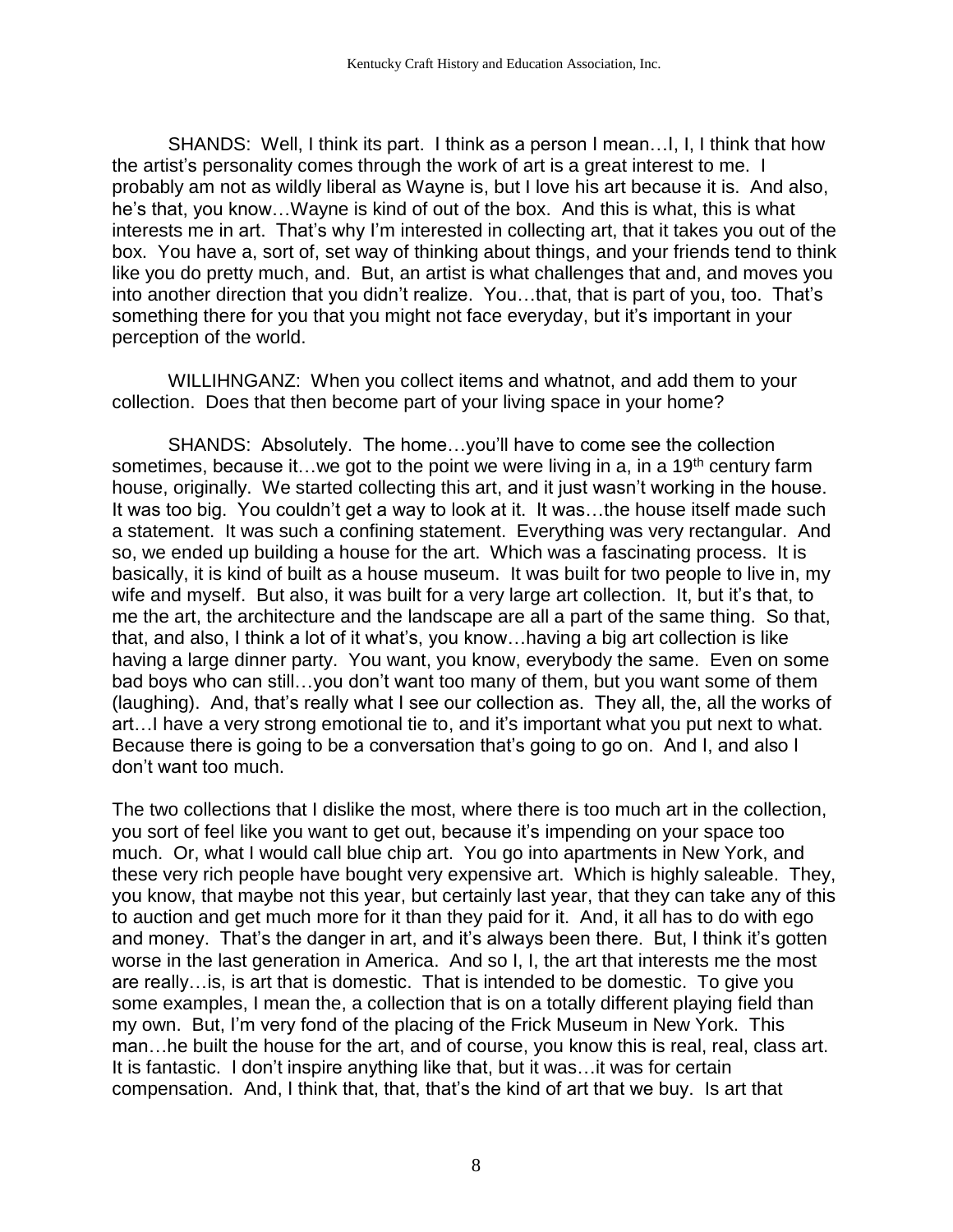SHANDS: Well, I think its part. I think as a person I mean…I, I, I think that how the artist's personality comes through the work of art is a great interest to me. I probably am not as wildly liberal as Wayne is, but I love his art because it is. And also, he's that, you know…Wayne is kind of out of the box. And this is what, this is what interests me in art. That's why I'm interested in collecting art, that it takes you out of the box. You have a, sort of, set way of thinking about things, and your friends tend to think like you do pretty much, and. But, an artist is what challenges that and, and moves you into another direction that you didn't realize. You…that, that is part of you, too. That's something there for you that you might not face everyday, but it's important in your perception of the world.

WILLIHNGANZ: When you collect items and whatnot, and add them to your collection. Does that then become part of your living space in your home?

SHANDS: Absolutely. The home…you'll have to come see the collection sometimes, because it…we got to the point we were living in a, in a 19th century farm house, originally. We started collecting this art, and it just wasn't working in the house. It was too big. You couldn't get a way to look at it. It was…the house itself made such a statement. It was such a confining statement. Everything was very rectangular. And so, we ended up building a house for the art. Which was a fascinating process. It is basically, it is kind of built as a house museum. It was built for two people to live in, my wife and myself. But also, it was built for a very large art collection. It, but it's that, to me the art, the architecture and the landscape are all a part of the same thing. So that, that, and also, I think a lot of it what's, you know…having a big art collection is like having a large dinner party. You want, you know, everybody the same. Even on some bad boys who can still…you don't want too many of them, but you want some of them (laughing). And, that's really what I see our collection as. They all, the, all the works of art…I have a very strong emotional tie to, and it's important what you put next to what. Because there is going to be a conversation that's going to go on. And I, and also I don't want too much.

The two collections that I dislike the most, where there is too much art in the collection, you sort of feel like you want to get out, because it's impending on your space too much. Or, what I would call blue chip art. You go into apartments in New York, and these very rich people have bought very expensive art. Which is highly saleable. They, you know, that maybe not this year, but certainly last year, that they can take any of this to auction and get much more for it than they paid for it. And, it all has to do with ego and money. That's the danger in art, and it's always been there. But, I think it's gotten worse in the last generation in America. And so I, I, the art that interests me the most are really…is, is art that is domestic. That is intended to be domestic. To give you some examples, I mean the, a collection that is on a totally different playing field than my own. But, I'm very fond of the placing of the Frick Museum in New York. This man…he built the house for the art, and of course, you know this is real, real, class art. It is fantastic. I don't inspire anything like that, but it was…it was for certain compensation. And, I think that, that, that's the kind of art that we buy. Is art that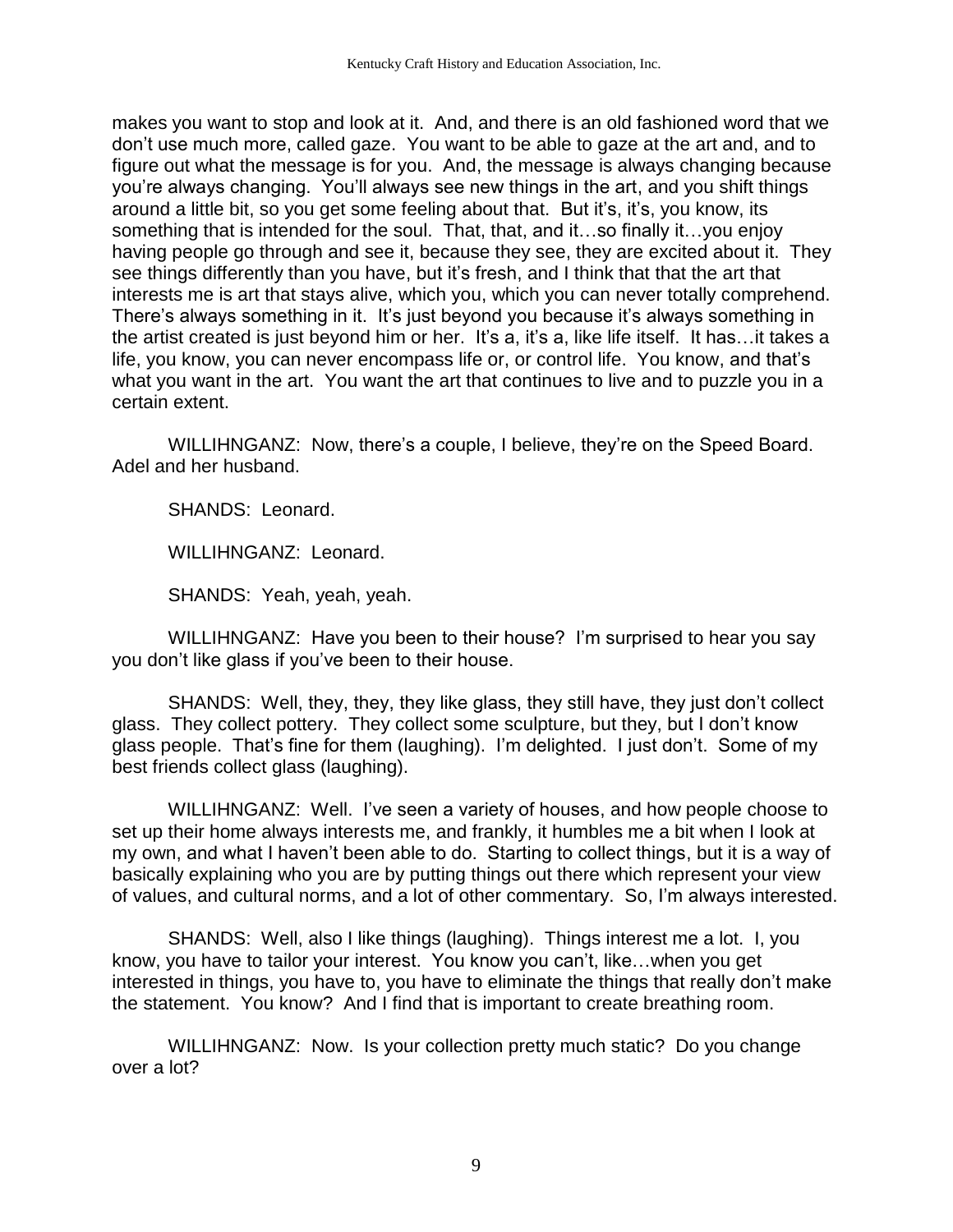makes you want to stop and look at it. And, and there is an old fashioned word that we don't use much more, called gaze. You want to be able to gaze at the art and, and to figure out what the message is for you. And, the message is always changing because you're always changing. You'll always see new things in the art, and you shift things around a little bit, so you get some feeling about that. But it's, it's, you know, its something that is intended for the soul. That, that, and it…so finally it…you enjoy having people go through and see it, because they see, they are excited about it. They see things differently than you have, but it's fresh, and I think that that the art that interests me is art that stays alive, which you, which you can never totally comprehend. There's always something in it. It's just beyond you because it's always something in the artist created is just beyond him or her. It's a, it's a, like life itself. It has…it takes a life, you know, you can never encompass life or, or control life. You know, and that's what you want in the art. You want the art that continues to live and to puzzle you in a certain extent.

WILLIHNGANZ: Now, there's a couple, I believe, they're on the Speed Board. Adel and her husband.

SHANDS: Leonard.

WILLIHNGANZ: Leonard.

SHANDS: Yeah, yeah, yeah.

WILLIHNGANZ: Have you been to their house? I'm surprised to hear you say you don't like glass if you've been to their house.

SHANDS: Well, they, they, they like glass, they still have, they just don't collect glass. They collect pottery. They collect some sculpture, but they, but I don't know glass people. That's fine for them (laughing). I'm delighted. I just don't. Some of my best friends collect glass (laughing).

WILLIHNGANZ: Well. I've seen a variety of houses, and how people choose to set up their home always interests me, and frankly, it humbles me a bit when I look at my own, and what I haven't been able to do. Starting to collect things, but it is a way of basically explaining who you are by putting things out there which represent your view of values, and cultural norms, and a lot of other commentary. So, I'm always interested.

SHANDS: Well, also I like things (laughing). Things interest me a lot. I, you know, you have to tailor your interest. You know you can't, like…when you get interested in things, you have to, you have to eliminate the things that really don't make the statement. You know? And I find that is important to create breathing room.

WILLIHNGANZ: Now. Is your collection pretty much static? Do you change over a lot?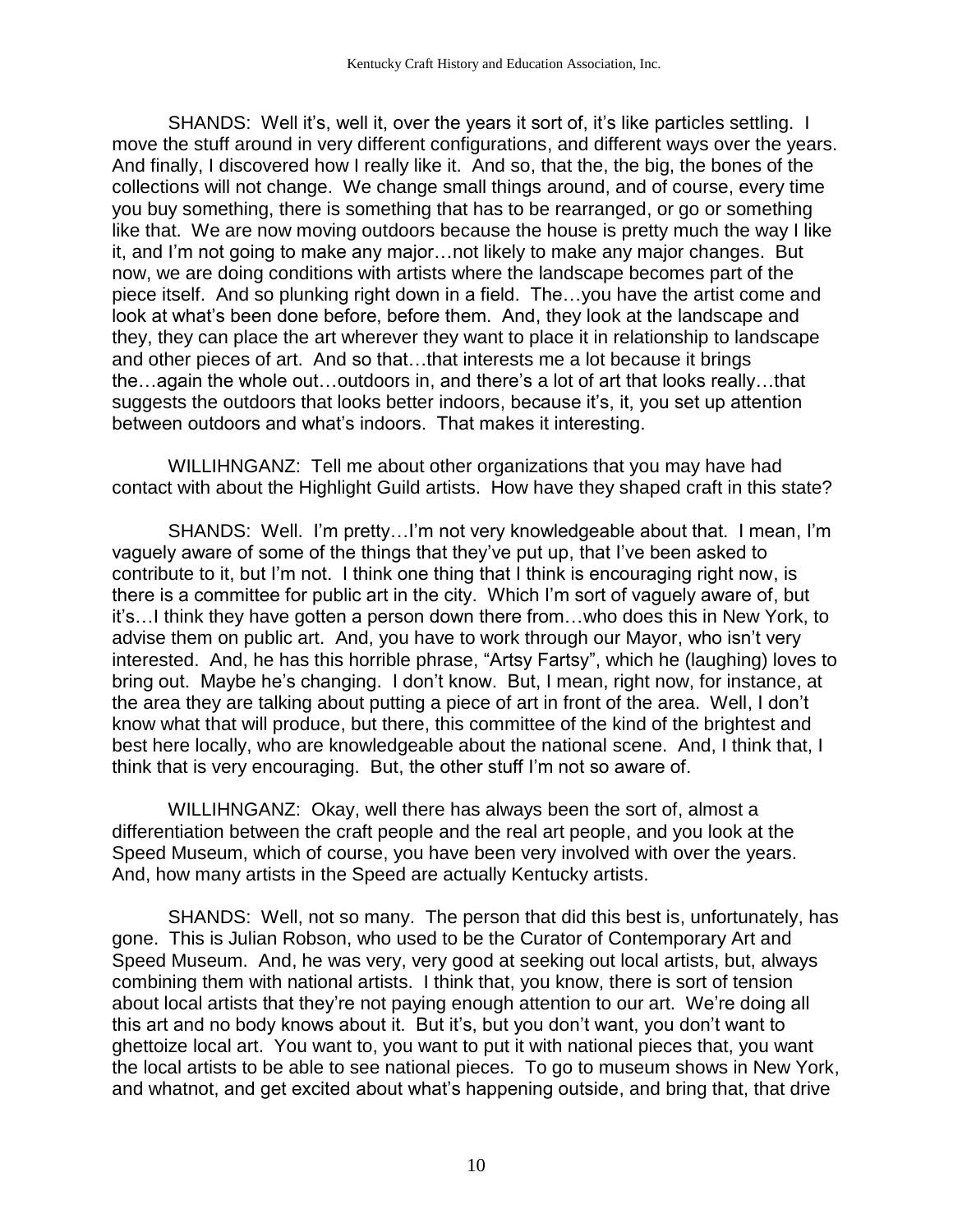SHANDS: Well it's, well it, over the years it sort of, it's like particles settling. I move the stuff around in very different configurations, and different ways over the years. And finally, I discovered how I really like it. And so, that the, the big, the bones of the collections will not change. We change small things around, and of course, every time you buy something, there is something that has to be rearranged, or go or something like that. We are now moving outdoors because the house is pretty much the way I like it, and I'm not going to make any major…not likely to make any major changes. But now, we are doing conditions with artists where the landscape becomes part of the piece itself. And so plunking right down in a field. The…you have the artist come and look at what's been done before, before them. And, they look at the landscape and they, they can place the art wherever they want to place it in relationship to landscape and other pieces of art. And so that…that interests me a lot because it brings the…again the whole out…outdoors in, and there's a lot of art that looks really…that suggests the outdoors that looks better indoors, because it's, it, you set up attention between outdoors and what's indoors. That makes it interesting.

WILLIHNGANZ: Tell me about other organizations that you may have had contact with about the Highlight Guild artists. How have they shaped craft in this state?

SHANDS: Well. I'm pretty…I'm not very knowledgeable about that. I mean, I'm vaguely aware of some of the things that they've put up, that I've been asked to contribute to it, but I'm not. I think one thing that I think is encouraging right now, is there is a committee for public art in the city. Which I'm sort of vaguely aware of, but it's…I think they have gotten a person down there from…who does this in New York, to advise them on public art. And, you have to work through our Mayor, who isn't very interested. And, he has this horrible phrase, "Artsy Fartsy", which he (laughing) loves to bring out. Maybe he's changing. I don't know. But, I mean, right now, for instance, at the area they are talking about putting a piece of art in front of the area. Well, I don't know what that will produce, but there, this committee of the kind of the brightest and best here locally, who are knowledgeable about the national scene. And, I think that, I think that is very encouraging. But, the other stuff I'm not so aware of.

WILLIHNGANZ: Okay, well there has always been the sort of, almost a differentiation between the craft people and the real art people, and you look at the Speed Museum, which of course, you have been very involved with over the years. And, how many artists in the Speed are actually Kentucky artists.

SHANDS: Well, not so many. The person that did this best is, unfortunately, has gone. This is Julian Robson, who used to be the Curator of Contemporary Art and Speed Museum. And, he was very, very good at seeking out local artists, but, always combining them with national artists. I think that, you know, there is sort of tension about local artists that they're not paying enough attention to our art. We're doing all this art and no body knows about it. But it's, but you don't want, you don't want to ghettoize local art. You want to, you want to put it with national pieces that, you want the local artists to be able to see national pieces. To go to museum shows in New York, and whatnot, and get excited about what's happening outside, and bring that, that drive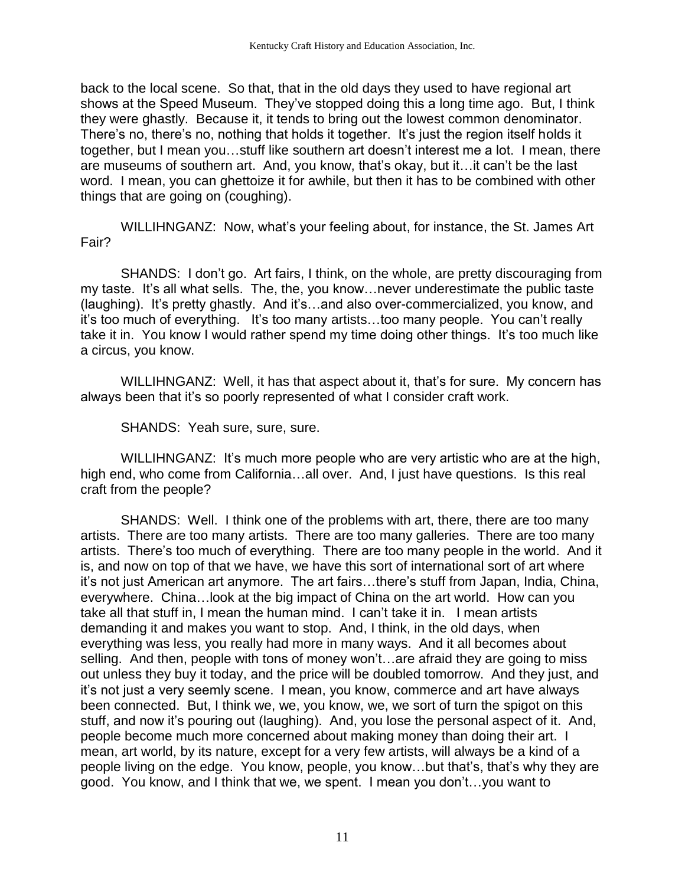back to the local scene. So that, that in the old days they used to have regional art shows at the Speed Museum. They've stopped doing this a long time ago. But, I think they were ghastly. Because it, it tends to bring out the lowest common denominator. There's no, there's no, nothing that holds it together. It's just the region itself holds it together, but I mean you…stuff like southern art doesn't interest me a lot. I mean, there are museums of southern art. And, you know, that's okay, but it…it can't be the last word. I mean, you can ghettoize it for awhile, but then it has to be combined with other things that are going on (coughing).

WILLIHNGANZ: Now, what's your feeling about, for instance, the St. James Art Fair?

SHANDS: I don't go. Art fairs, I think, on the whole, are pretty discouraging from my taste. It's all what sells. The, the, you know…never underestimate the public taste (laughing). It's pretty ghastly. And it's…and also over-commercialized, you know, and it's too much of everything. It's too many artists…too many people. You can't really take it in. You know I would rather spend my time doing other things. It's too much like a circus, you know.

WILLIHNGANZ: Well, it has that aspect about it, that's for sure. My concern has always been that it's so poorly represented of what I consider craft work.

SHANDS: Yeah sure, sure, sure.

WILLIHNGANZ: It's much more people who are very artistic who are at the high, high end, who come from California…all over. And, I just have questions. Is this real craft from the people?

SHANDS: Well. I think one of the problems with art, there, there are too many artists. There are too many artists. There are too many galleries. There are too many artists. There's too much of everything. There are too many people in the world. And it is, and now on top of that we have, we have this sort of international sort of art where it's not just American art anymore. The art fairs…there's stuff from Japan, India, China, everywhere. China…look at the big impact of China on the art world. How can you take all that stuff in, I mean the human mind. I can't take it in. I mean artists demanding it and makes you want to stop. And, I think, in the old days, when everything was less, you really had more in many ways. And it all becomes about selling. And then, people with tons of money won't…are afraid they are going to miss out unless they buy it today, and the price will be doubled tomorrow. And they just, and it's not just a very seemly scene. I mean, you know, commerce and art have always been connected. But, I think we, we, you know, we, we sort of turn the spigot on this stuff, and now it's pouring out (laughing). And, you lose the personal aspect of it. And, people become much more concerned about making money than doing their art. I mean, art world, by its nature, except for a very few artists, will always be a kind of a people living on the edge. You know, people, you know…but that's, that's why they are good. You know, and I think that we, we spent. I mean you don't…you want to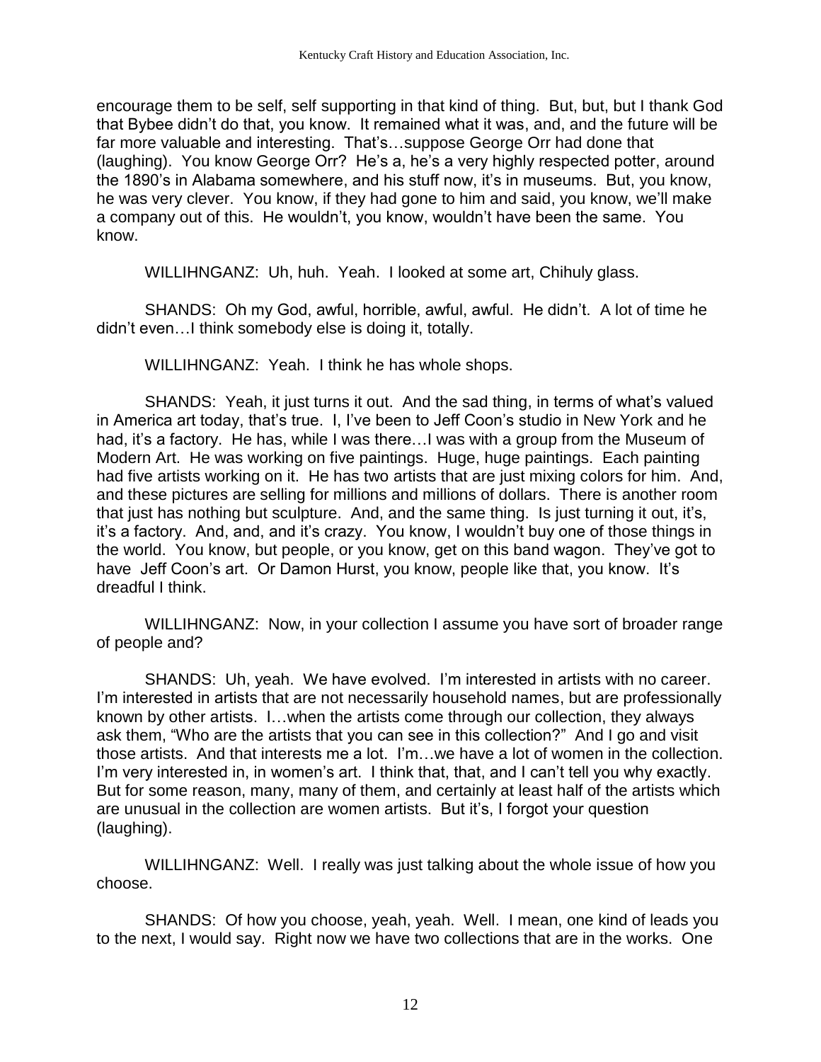encourage them to be self, self supporting in that kind of thing. But, but, but I thank God that Bybee didn't do that, you know. It remained what it was, and, and the future will be far more valuable and interesting. That's…suppose George Orr had done that (laughing). You know George Orr? He's a, he's a very highly respected potter, around the 1890's in Alabama somewhere, and his stuff now, it's in museums. But, you know, he was very clever. You know, if they had gone to him and said, you know, we'll make a company out of this. He wouldn't, you know, wouldn't have been the same. You know.

WILLIHNGANZ: Uh, huh. Yeah. I looked at some art, Chihuly glass.

SHANDS: Oh my God, awful, horrible, awful, awful. He didn't. A lot of time he didn't even…I think somebody else is doing it, totally.

WILLIHNGANZ: Yeah. I think he has whole shops.

SHANDS: Yeah, it just turns it out. And the sad thing, in terms of what's valued in America art today, that's true. I, I've been to Jeff Coon's studio in New York and he had, it's a factory. He has, while I was there…I was with a group from the Museum of Modern Art. He was working on five paintings. Huge, huge paintings. Each painting had five artists working on it. He has two artists that are just mixing colors for him. And, and these pictures are selling for millions and millions of dollars. There is another room that just has nothing but sculpture. And, and the same thing. Is just turning it out, it's, it's a factory. And, and, and it's crazy. You know, I wouldn't buy one of those things in the world. You know, but people, or you know, get on this band wagon. They've got to have Jeff Coon's art. Or Damon Hurst, you know, people like that, you know. It's dreadful I think.

WILLIHNGANZ: Now, in your collection I assume you have sort of broader range of people and?

SHANDS: Uh, yeah. We have evolved. I'm interested in artists with no career. I'm interested in artists that are not necessarily household names, but are professionally known by other artists. I…when the artists come through our collection, they always ask them, "Who are the artists that you can see in this collection?" And I go and visit those artists. And that interests me a lot. I'm…we have a lot of women in the collection. I'm very interested in, in women's art. I think that, that, and I can't tell you why exactly. But for some reason, many, many of them, and certainly at least half of the artists which are unusual in the collection are women artists. But it's, I forgot your question (laughing).

WILLIHNGANZ: Well. I really was just talking about the whole issue of how you choose.

SHANDS: Of how you choose, yeah, yeah. Well. I mean, one kind of leads you to the next, I would say. Right now we have two collections that are in the works. One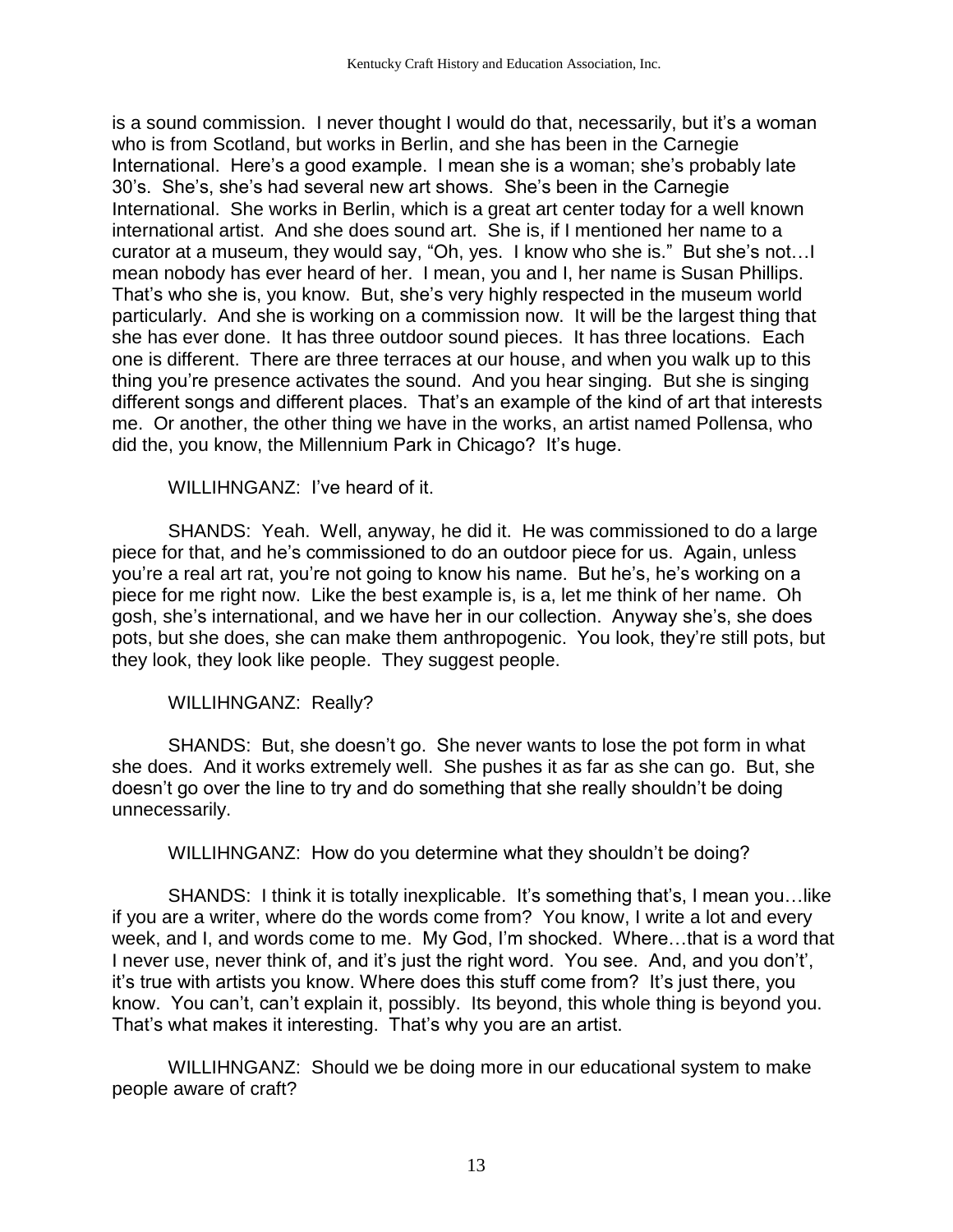is a sound commission. I never thought I would do that, necessarily, but it's a woman who is from Scotland, but works in Berlin, and she has been in the Carnegie International. Here's a good example. I mean she is a woman; she's probably late 30's. She's, she's had several new art shows. She's been in the Carnegie International. She works in Berlin, which is a great art center today for a well known international artist. And she does sound art. She is, if I mentioned her name to a curator at a museum, they would say, "Oh, yes. I know who she is." But she's not…I mean nobody has ever heard of her. I mean, you and I, her name is Susan Phillips. That's who she is, you know. But, she's very highly respected in the museum world particularly. And she is working on a commission now. It will be the largest thing that she has ever done. It has three outdoor sound pieces. It has three locations. Each one is different. There are three terraces at our house, and when you walk up to this thing you're presence activates the sound. And you hear singing. But she is singing different songs and different places. That's an example of the kind of art that interests me. Or another, the other thing we have in the works, an artist named Pollensa, who did the, you know, the Millennium Park in Chicago? It's huge.

WILLIHNGANZ: I've heard of it.

SHANDS: Yeah. Well, anyway, he did it. He was commissioned to do a large piece for that, and he's commissioned to do an outdoor piece for us. Again, unless you're a real art rat, you're not going to know his name. But he's, he's working on a piece for me right now. Like the best example is, is a, let me think of her name. Oh gosh, she's international, and we have her in our collection. Anyway she's, she does pots, but she does, she can make them anthropogenic. You look, they're still pots, but they look, they look like people. They suggest people.

WILLIHNGANZ: Really?

SHANDS: But, she doesn't go. She never wants to lose the pot form in what she does. And it works extremely well. She pushes it as far as she can go. But, she doesn't go over the line to try and do something that she really shouldn't be doing unnecessarily.

WILLIHNGANZ: How do you determine what they shouldn't be doing?

SHANDS: I think it is totally inexplicable. It's something that's, I mean you…like if you are a writer, where do the words come from? You know, I write a lot and every week, and I, and words come to me. My God, I'm shocked. Where…that is a word that I never use, never think of, and it's just the right word. You see. And, and you don't', it's true with artists you know. Where does this stuff come from? It's just there, you know. You can't, can't explain it, possibly. Its beyond, this whole thing is beyond you. That's what makes it interesting. That's why you are an artist.

WILLIHNGANZ: Should we be doing more in our educational system to make people aware of craft?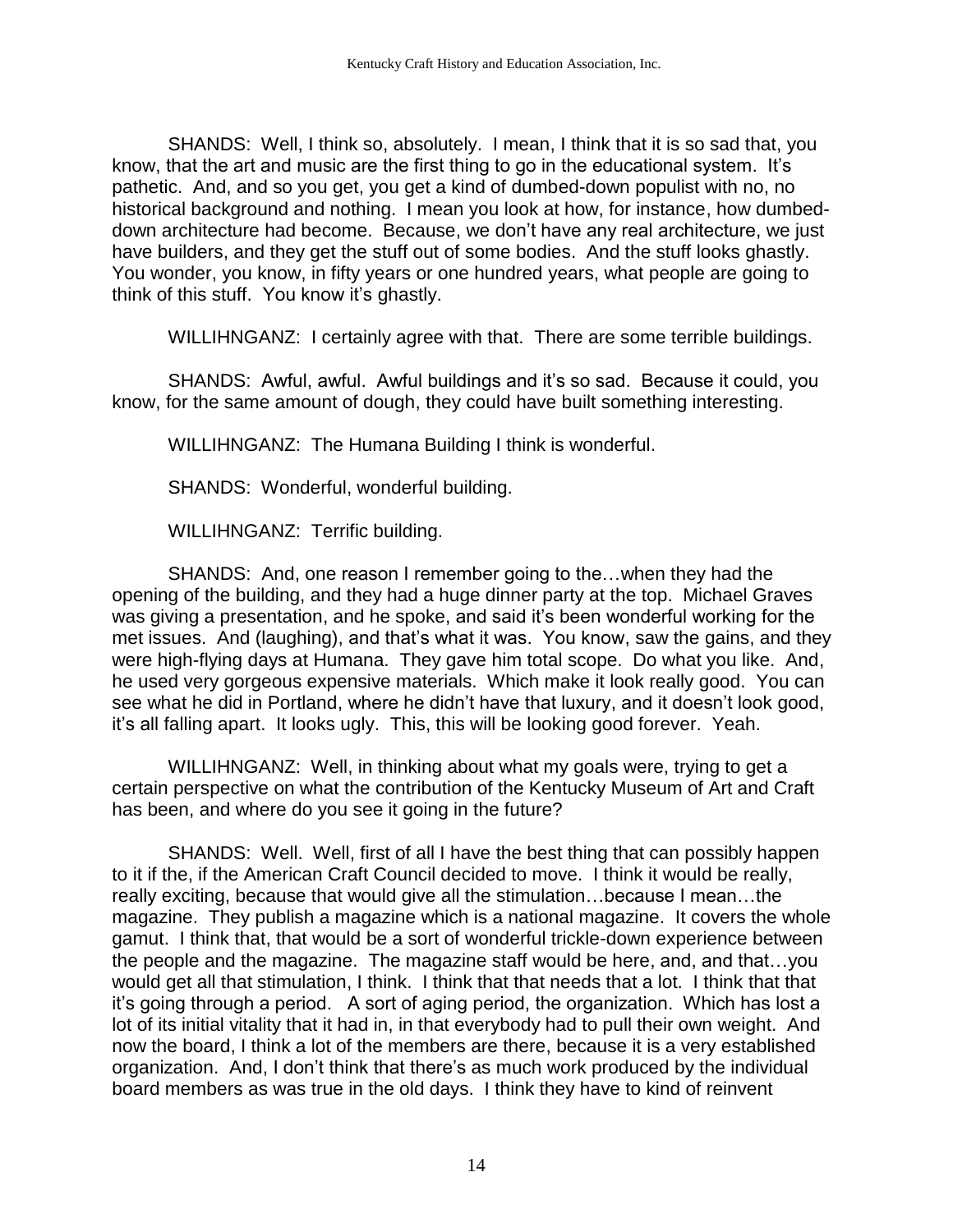SHANDS: Well, I think so, absolutely. I mean, I think that it is so sad that, you know, that the art and music are the first thing to go in the educational system. It's pathetic. And, and so you get, you get a kind of dumbed-down populist with no, no historical background and nothing. I mean you look at how, for instance, how dumbed-down architecture had become. Because, we don't have any real architecture, we just have builders, and they get the stuff out of some bodies. And the stuff looks ghastly. You wonder, you know, in fifty years or one hundred years, what people are going to think of this stuff. You know it's ghastly.

WILLIHNGANZ: I certainly agree with that. There are some terrible buildings.

SHANDS: Awful, awful. Awful buildings and it's so sad. Because it could, you know, for the same amount of dough, they could have built something interesting.

WILLIHNGANZ: The Humana Building I think is wonderful.

SHANDS: Wonderful, wonderful building.

WILLIHNGANZ: Terrific building.

SHANDS: And, one reason I remember going to the…when they had the opening of the building, and they had a huge dinner party at the top. Michael Graves was giving a presentation, and he spoke, and said it's been wonderful working for the met issues. And (laughing), and that's what it was. You know, saw the gains, and they were high-flying days at Humana. They gave him total scope. Do what you like. And, he used very gorgeous expensive materials. Which make it look really good. You can see what he did in Portland, where he didn't have that luxury, and it doesn't look good, it's all falling apart. It looks ugly. This, this will be looking good forever. Yeah.

WILLIHNGANZ: Well, in thinking about what my goals were, trying to get a certain perspective on what the contribution of the Kentucky Museum of Art and Craft has been, and where do you see it going in the future?

SHANDS: Well. Well, first of all I have the best thing that can possibly happen to it if the, if the American Craft Council decided to move. I think it would be really, really exciting, because that would give all the stimulation…because I mean…the magazine. They publish a magazine which is a national magazine. It covers the whole gamut. I think that, that would be a sort of wonderful trickle-down experience between the people and the magazine. The magazine staff would be here, and, and that…you would get all that stimulation, I think. I think that that needs that a lot. I think that that it's going through a period. A sort of aging period, the organization. Which has lost a lot of its initial vitality that it had in, in that everybody had to pull their own weight. And now the board, I think a lot of the members are there, because it is a very established organization. And, I don't think that there's as much work produced by the individual board members as was true in the old days. I think they have to kind of reinvent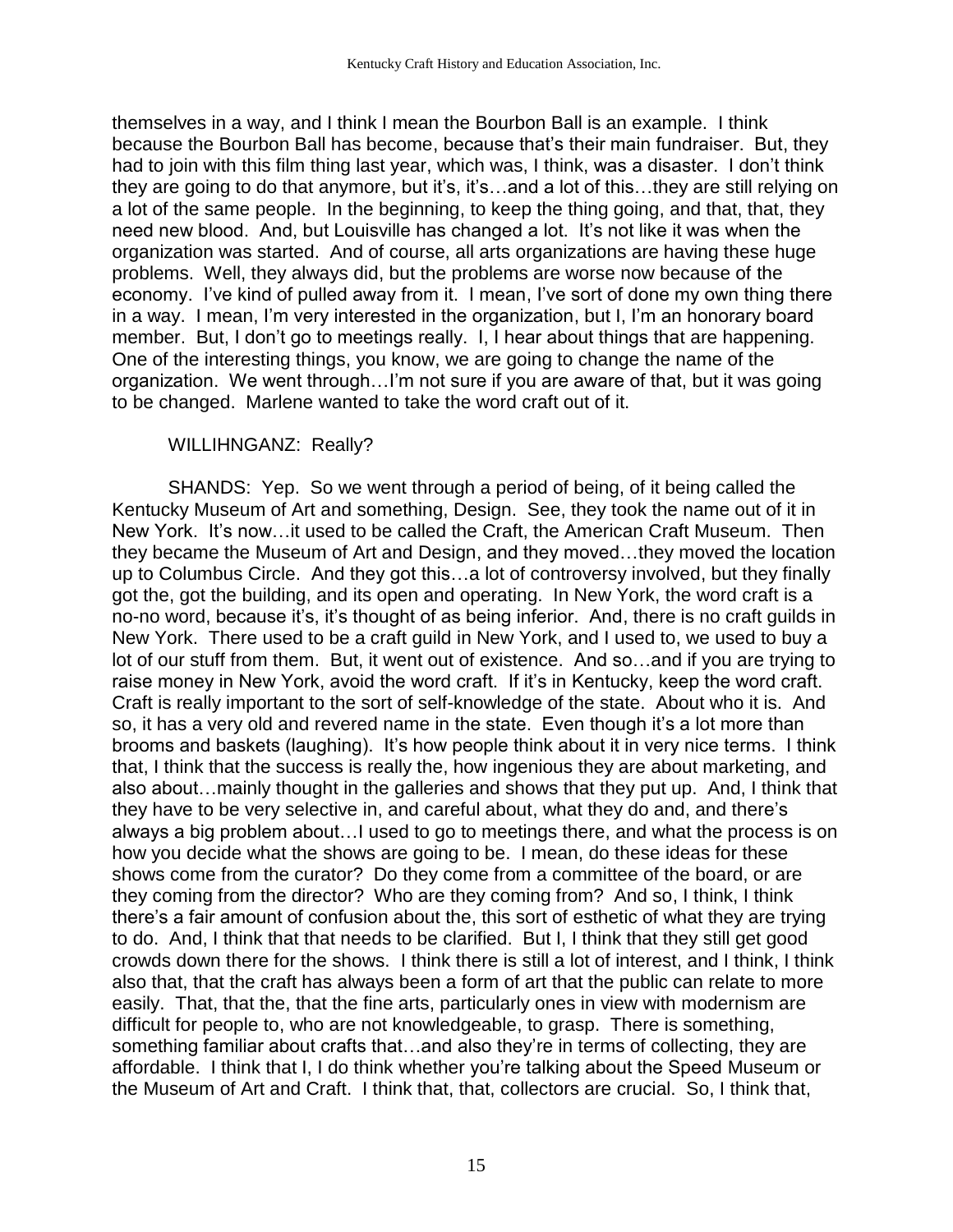themselves in a way, and I think I mean the Bourbon Ball is an example. I think because the Bourbon Ball has become, because that's their main fundraiser. But, they had to join with this film thing last year, which was, I think, was a disaster. I don't think they are going to do that anymore, but it's, it's…and a lot of this…they are still relying on a lot of the same people. In the beginning, to keep the thing going, and that, that, they need new blood. And, but Louisville has changed a lot. It's not like it was when the organization was started. And of course, all arts organizations are having these huge problems. Well, they always did, but the problems are worse now because of the economy. I've kind of pulled away from it. I mean, I've sort of done my own thing there in a way. I mean, I'm very interested in the organization, but I, I'm an honorary board member. But, I don't go to meetings really. I, I hear about things that are happening. One of the interesting things, you know, we are going to change the name of the organization. We went through…I'm not sure if you are aware of that, but it was going to be changed. Marlene wanted to take the word craft out of it.

WILLIHNGANZ: Really?

SHANDS: Yep. So we went through a period of being, of it being called the Kentucky Museum of Art and something, Design. See, they took the name out of it in New York. It's now…it used to be called the Craft, the American Craft Museum. Then they became the Museum of Art and Design, and they moved…they moved the location up to Columbus Circle. And they got this…a lot of controversy involved, but they finally got the, got the building, and its open and operating. In New York, the word craft is a no-no word, because it's, it's thought of as being inferior. And, there is no craft guilds in New York. There used to be a craft guild in New York, and I used to, we used to buy a lot of our stuff from them. But, it went out of existence. And so…and if you are trying to raise money in New York, avoid the word craft. If it's in Kentucky, keep the word craft. Craft is really important to the sort of self-knowledge of the state. About who it is. And so, it has a very old and revered name in the state. Even though it's a lot more than brooms and baskets (laughing). It's how people think about it in very nice terms. I think that, I think that the success is really the, how ingenious they are about marketing, and also about…mainly thought in the galleries and shows that they put up. And, I think that they have to be very selective in, and careful about, what they do and, and there's always a big problem about…I used to go to meetings there, and what the process is on how you decide what the shows are going to be. I mean, do these ideas for these shows come from the curator? Do they come from a committee of the board, or are they coming from the director? Who are they coming from? And so, I think, I think there's a fair amount of confusion about the, this sort of esthetic of what they are trying to do. And, I think that that needs to be clarified. But I, I think that they still get good crowds down there for the shows. I think there is still a lot of interest, and I think, I think also that, that the craft has always been a form of art that the public can relate to more easily. That, that the, that the fine arts, particularly ones in view with modernism are difficult for people to, who are not knowledgeable, to grasp. There is something, something familiar about crafts that…and also they're in terms of collecting, they are affordable. I think that I, I do think whether you're talking about the Speed Museum or the Museum of Art and Craft. I think that, that, collectors are crucial. So, I think that,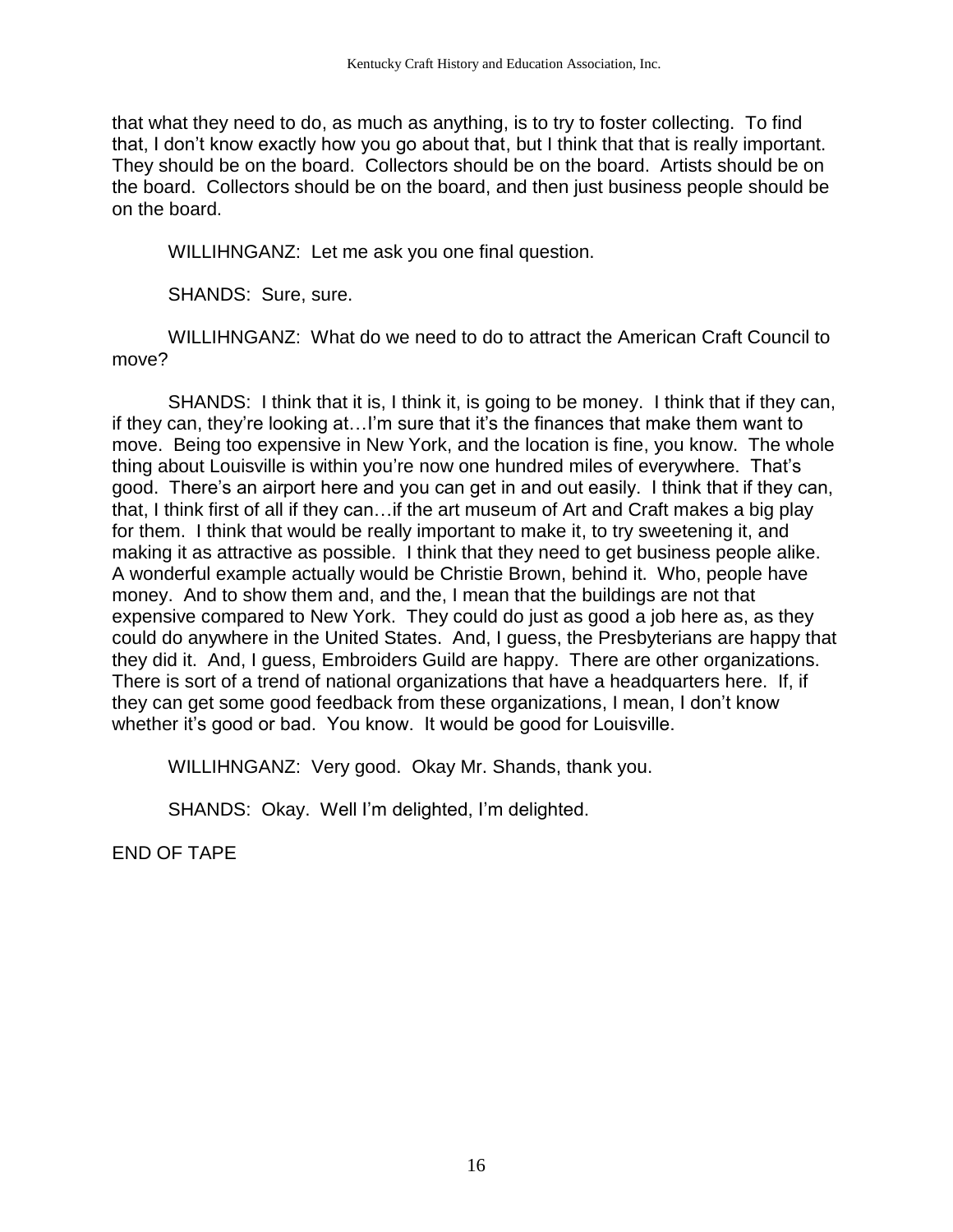that what they need to do, as much as anything, is to try to foster collecting. To find that, I don't know exactly how you go about that, but I think that that is really important. They should be on the board. Collectors should be on the board. Artists should be on the board. Collectors should be on the board, and then just business people should be on the board.

WILLIHNGANZ: Let me ask you one final question.

SHANDS: Sure, sure.

WILLIHNGANZ: What do we need to do to attract the American Craft Council to move?

SHANDS: I think that it is, I think it, is going to be money. I think that if they can, if they can, they're looking at…I'm sure that it's the finances that make them want to move. Being too expensive in New York, and the location is fine, you know. The whole thing about Louisville is within you're now one hundred miles of everywhere. That's good. There's an airport here and you can get in and out easily. I think that if they can, that, I think first of all if they can…if the art museum of Art and Craft makes a big play for them. I think that would be really important to make it, to try sweetening it, and making it as attractive as possible. I think that they need to get business people alike. A wonderful example actually would be Christie Brown, behind it. Who, people have money. And to show them and, and the, I mean that the buildings are not that expensive compared to New York. They could do just as good a job here as, as they could do anywhere in the United States. And, I guess, the Presbyterians are happy that they did it. And, I guess, Embroiders Guild are happy. There are other organizations. There is sort of a trend of national organizations that have a headquarters here. If, if they can get some good feedback from these organizations, I mean, I don't know whether it's good or bad. You know. It would be good for Louisville.

WILLIHNGANZ: Very good. Okay Mr. Shands, thank you.

SHANDS: Okay. Well I'm delighted, I'm delighted.

END OF TAPE